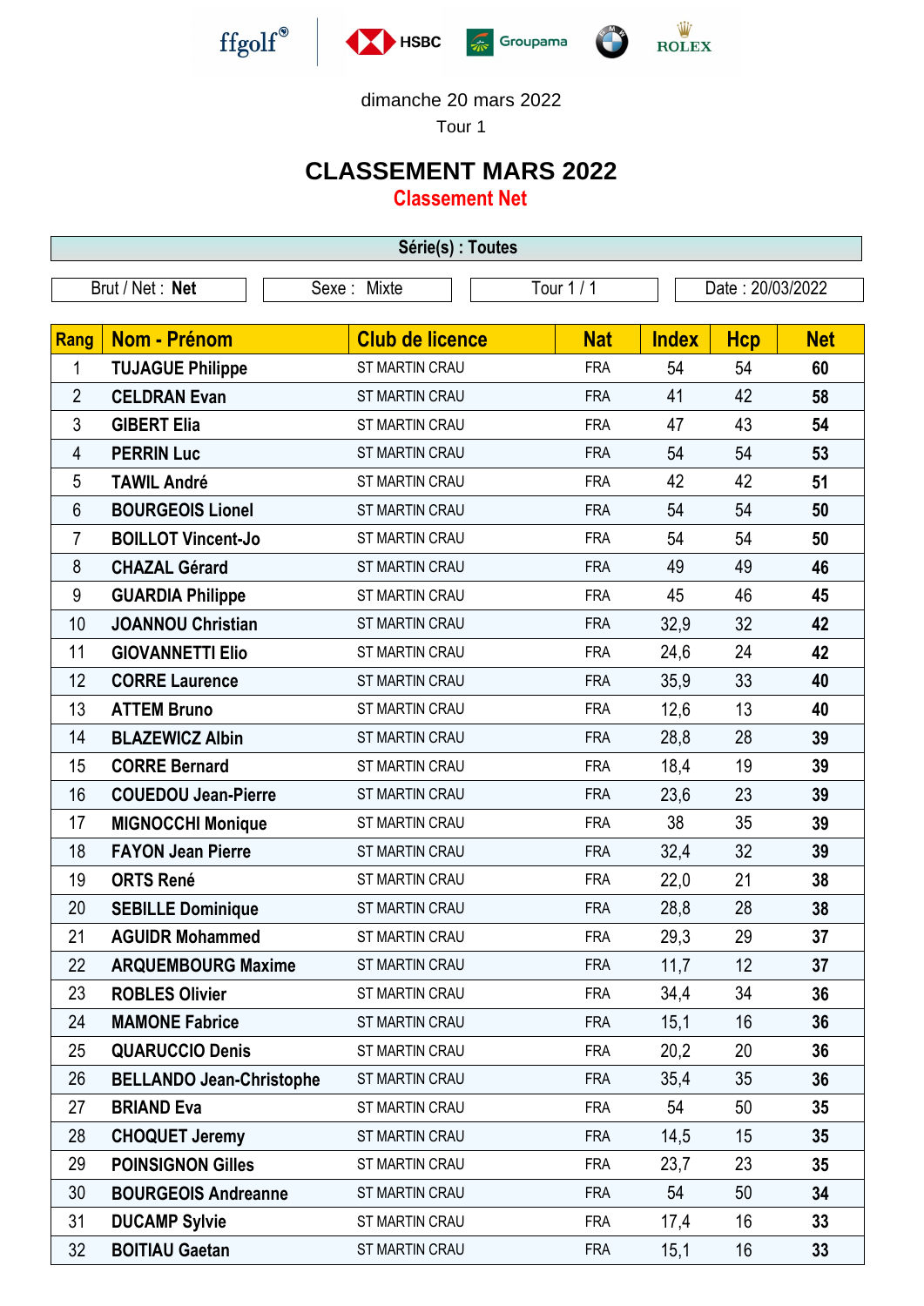ffgolf HSBC Groupama ROLEX

dimanche 20 mars 2022

Tour 1

# CLASSEMENT MARS 2022

## Classement Net

**Série(s) : Toutes**

| Brut / Net : **Net** | Sexe : Mixte | Tour 1 / 1 | Date : 20/03/2022 |
|---|---|---|---|

| Rang | Nom - Prénom | Club de licence | Nat | Index | Hcp | Net |
|---|---|---|---|---|---|---|
| 1 | **TUJAGUE Philippe** | ST MARTIN CRAU | FRA | 54 | 54 | **60** |
| 2 | **CELDRAN Evan** | ST MARTIN CRAU | FRA | 41 | 42 | **58** |
| 3 | **GIBERT Elia** | ST MARTIN CRAU | FRA | 47 | 43 | **54** |
| 4 | **PERRIN Luc** | ST MARTIN CRAU | FRA | 54 | 54 | **53** |
| 5 | **TAWIL André** | ST MARTIN CRAU | FRA | 42 | 42 | **51** |
| 6 | **BOURGEOIS Lionel** | ST MARTIN CRAU | FRA | 54 | 54 | **50** |
| 7 | **BOILLOT Vincent-Jo** | ST MARTIN CRAU | FRA | 54 | 54 | **50** |
| 8 | **CHAZAL Gérard** | ST MARTIN CRAU | FRA | 49 | 49 | **46** |
| 9 | **GUARDIA Philippe** | ST MARTIN CRAU | FRA | 45 | 46 | **45** |
| 10 | **JOANNOU Christian** | ST MARTIN CRAU | FRA | 32,9 | 32 | **42** |
| 11 | **GIOVANNETTI Elio** | ST MARTIN CRAU | FRA | 24,6 | 24 | **42** |
| 12 | **CORRE Laurence** | ST MARTIN CRAU | FRA | 35,9 | 33 | **40** |
| 13 | **ATTEM Bruno** | ST MARTIN CRAU | FRA | 12,6 | 13 | **40** |
| 14 | **BLAZEWICZ Albin** | ST MARTIN CRAU | FRA | 28,8 | 28 | **39** |
| 15 | **CORRE Bernard** | ST MARTIN CRAU | FRA | 18,4 | 19 | **39** |
| 16 | **COUEDOU Jean-Pierre** | ST MARTIN CRAU | FRA | 23,6 | 23 | **39** |
| 17 | **MIGNOCCHI Monique** | ST MARTIN CRAU | FRA | 38 | 35 | **39** |
| 18 | **FAYON Jean Pierre** | ST MARTIN CRAU | FRA | 32,4 | 32 | **39** |
| 19 | **ORTS René** | ST MARTIN CRAU | FRA | 22,0 | 21 | **38** |
| 20 | **SEBILLE Dominique** | ST MARTIN CRAU | FRA | 28,8 | 28 | **38** |
| 21 | **AGUIDR Mohammed** | ST MARTIN CRAU | FRA | 29,3 | 29 | **37** |
| 22 | **ARQUEMBOURG Maxime** | ST MARTIN CRAU | FRA | 11,7 | 12 | **37** |
| 23 | **ROBLES Olivier** | ST MARTIN CRAU | FRA | 34,4 | 34 | **36** |
| 24 | **MAMONE Fabrice** | ST MARTIN CRAU | FRA | 15,1 | 16 | **36** |
| 25 | **QUARUCCIO Denis** | ST MARTIN CRAU | FRA | 20,2 | 20 | **36** |
| 26 | **BELLANDO Jean-Christophe** | ST MARTIN CRAU | FRA | 35,4 | 35 | **36** |
| 27 | **BRIAND Eva** | ST MARTIN CRAU | FRA | 54 | 50 | **35** |
| 28 | **CHOQUET Jeremy** | ST MARTIN CRAU | FRA | 14,5 | 15 | **35** |
| 29 | **POINSIGNON Gilles** | ST MARTIN CRAU | FRA | 23,7 | 23 | **35** |
| 30 | **BOURGEOIS Andreanne** | ST MARTIN CRAU | FRA | 54 | 50 | **34** |
| 31 | **DUCAMP Sylvie** | ST MARTIN CRAU | FRA | 17,4 | 16 | **33** |
| 32 | **BOITIAU Gaetan** | ST MARTIN CRAU | FRA | 15,1 | 16 | **33** |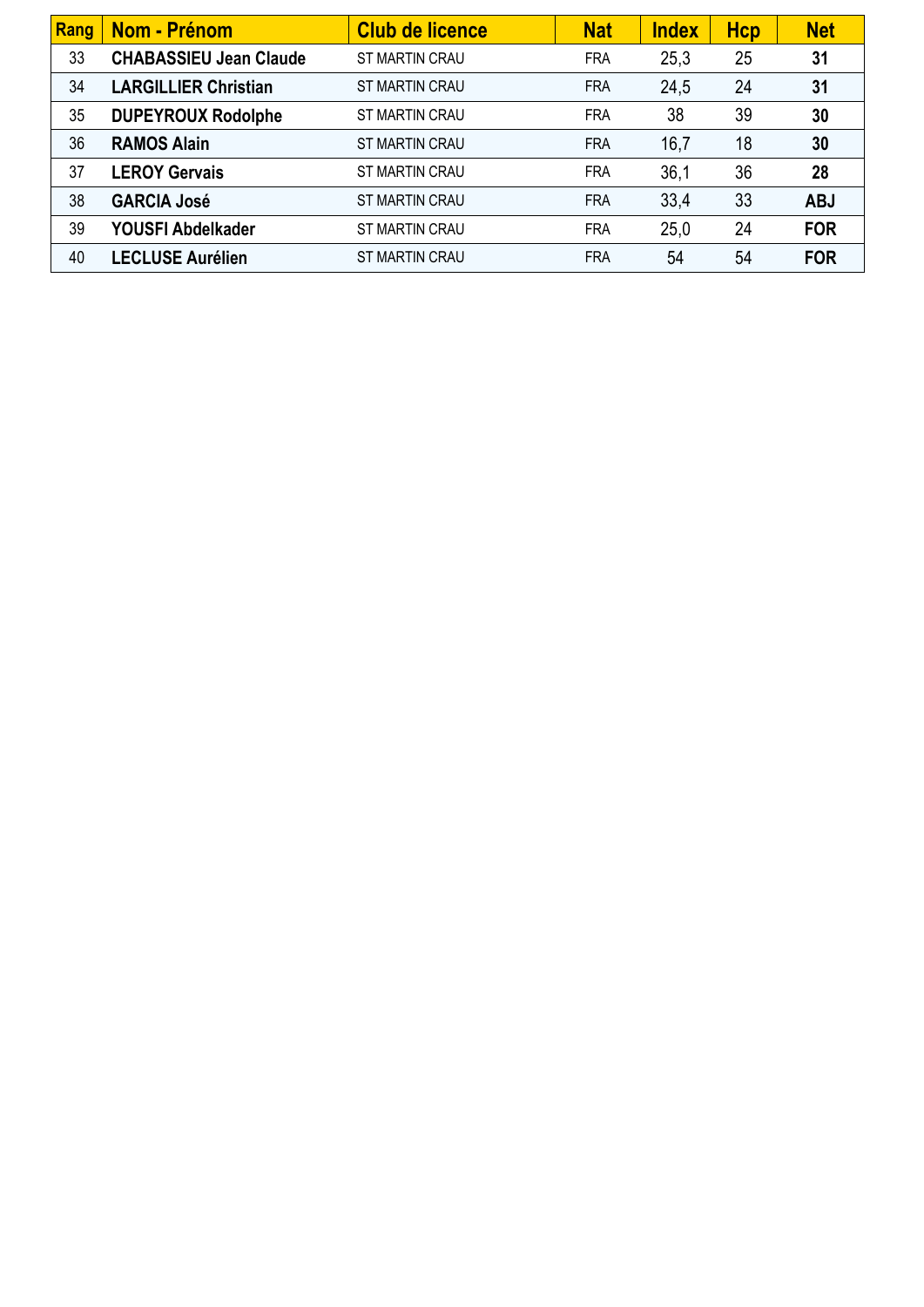| Rang | Nom - Prénom | Club de licence | Nat | Index | Hcp | Net |
|---|---|---|---|---|---|---|
| 33 | **CHABASSIEU Jean Claude** | ST MARTIN CRAU | FRA | 25,3 | 25 | **31** |
| 34 | **LARGILLIER Christian** | ST MARTIN CRAU | FRA | 24,5 | 24 | **31** |
| 35 | **DUPEYROUX Rodolphe** | ST MARTIN CRAU | FRA | 38 | 39 | **30** |
| 36 | **RAMOS Alain** | ST MARTIN CRAU | FRA | 16,7 | 18 | **30** |
| 37 | **LEROY Gervais** | ST MARTIN CRAU | FRA | 36,1 | 36 | **28** |
| 38 | **GARCIA José** | ST MARTIN CRAU | FRA | 33,4 | 33 | **ABJ** |
| 39 | **YOUSFI Abdelkader** | ST MARTIN CRAU | FRA | 25,0 | 24 | **FOR** |
| 40 | **LECLUSE Aurélien** | ST MARTIN CRAU | FRA | 54 | 54 | **FOR** |